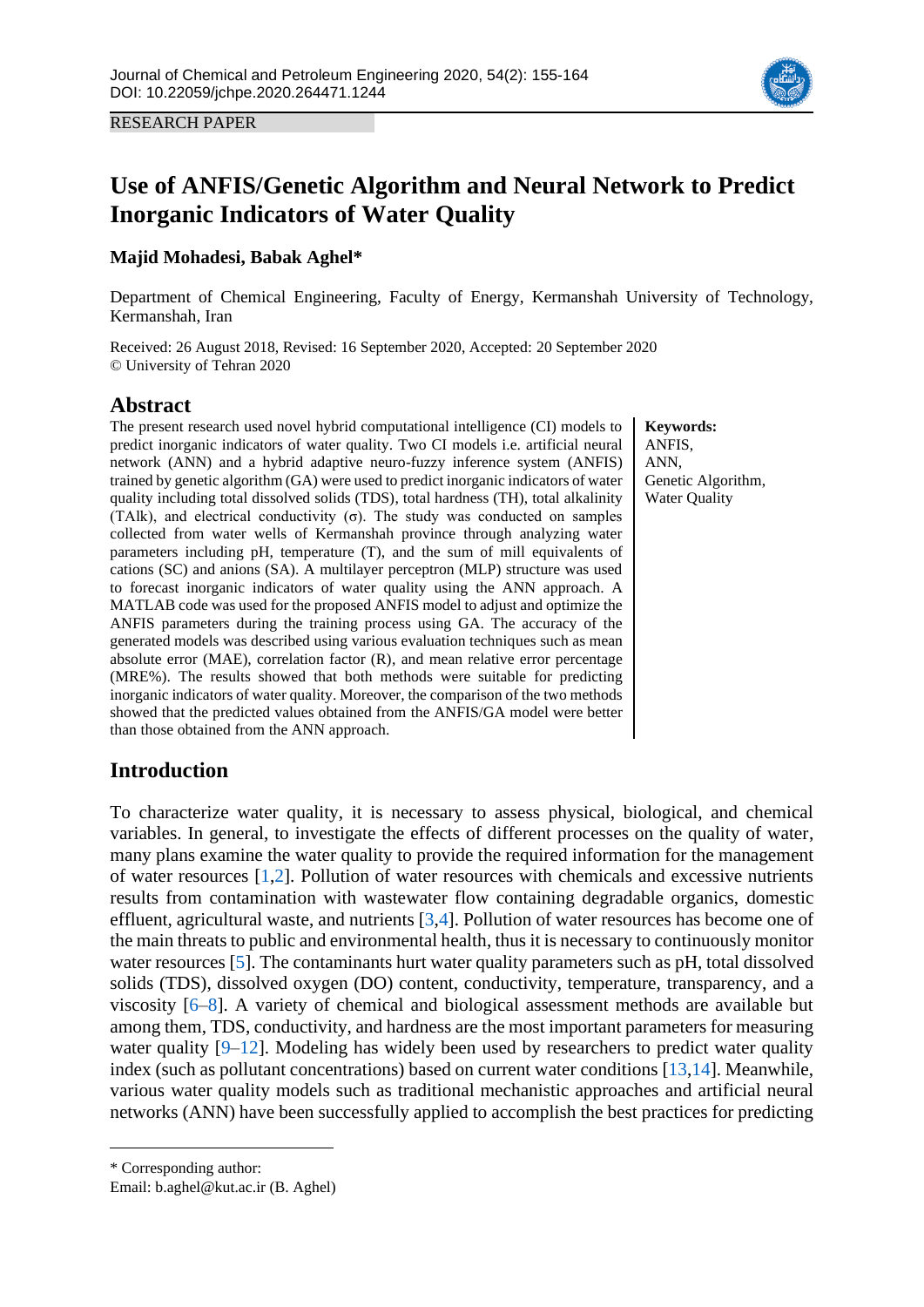RESEARCH PAPER

# Use of ANFIS/Genetic Algorithm and Neural Network to Predict Inorganic Indicators of Water Quality

**Majid Mohadesi, Babak Aghel***

Department of Chemical Engineering, Faculty of Energy, Kermanshah University of Technology, Kermanshah, Iran

Received: 26 August 2018, Revised: 16 September 2020, Accepted: 20 September 2020
© University of Tehran 2020

## Abstract

The present research used novel hybrid computational intelligence (CI) models to predict inorganic indicators of water quality. Two CI models i.e. artificial neural network (ANN) and a hybrid adaptive neuro-fuzzy inference system (ANFIS) trained by genetic algorithm (GA) were used to predict inorganic indicators of water quality including total dissolved solids (TDS), total hardness (TH), total alkalinity (TAlk), and electrical conductivity (σ). The study was conducted on samples collected from water wells of Kermanshah province through analyzing water parameters including pH, temperature (T), and the sum of mill equivalents of cations (SC) and anions (SA). A multilayer perceptron (MLP) structure was used to forecast inorganic indicators of water quality using the ANN approach. A MATLAB code was used for the proposed ANFIS model to adjust and optimize the ANFIS parameters during the training process using GA. The accuracy of the generated models was described using various evaluation techniques such as mean absolute error (MAE), correlation factor (R), and mean relative error percentage (MRE%). The results showed that both methods were suitable for predicting inorganic indicators of water quality. Moreover, the comparison of the two methods showed that the predicted values obtained from the ANFIS/GA model were better than those obtained from the ANN approach.

**Keywords:** ANFIS, ANN, Genetic Algorithm, Water Quality

## Introduction

To characterize water quality, it is necessary to assess physical, biological, and chemical variables. In general, to investigate the effects of different processes on the quality of water, many plans examine the water quality to provide the required information for the management of water resources [1,2]. Pollution of water resources with chemicals and excessive nutrients results from contamination with wastewater flow containing degradable organics, domestic effluent, agricultural waste, and nutrients [3,4]. Pollution of water resources has become one of the main threats to public and environmental health, thus it is necessary to continuously monitor water resources [5]. The contaminants hurt water quality parameters such as pH, total dissolved solids (TDS), dissolved oxygen (DO) content, conductivity, temperature, transparency, and a viscosity [6–8]. A variety of chemical and biological assessment methods are available but among them, TDS, conductivity, and hardness are the most important parameters for measuring water quality [9–12]. Modeling has widely been used by researchers to predict water quality index (such as pollutant concentrations) based on current water conditions [13,14]. Meanwhile, various water quality models such as traditional mechanistic approaches and artificial neural networks (ANN) have been successfully applied to accomplish the best practices for predicting

---

* Corresponding author:
Email: b.aghel@kut.ac.ir (B. Aghel)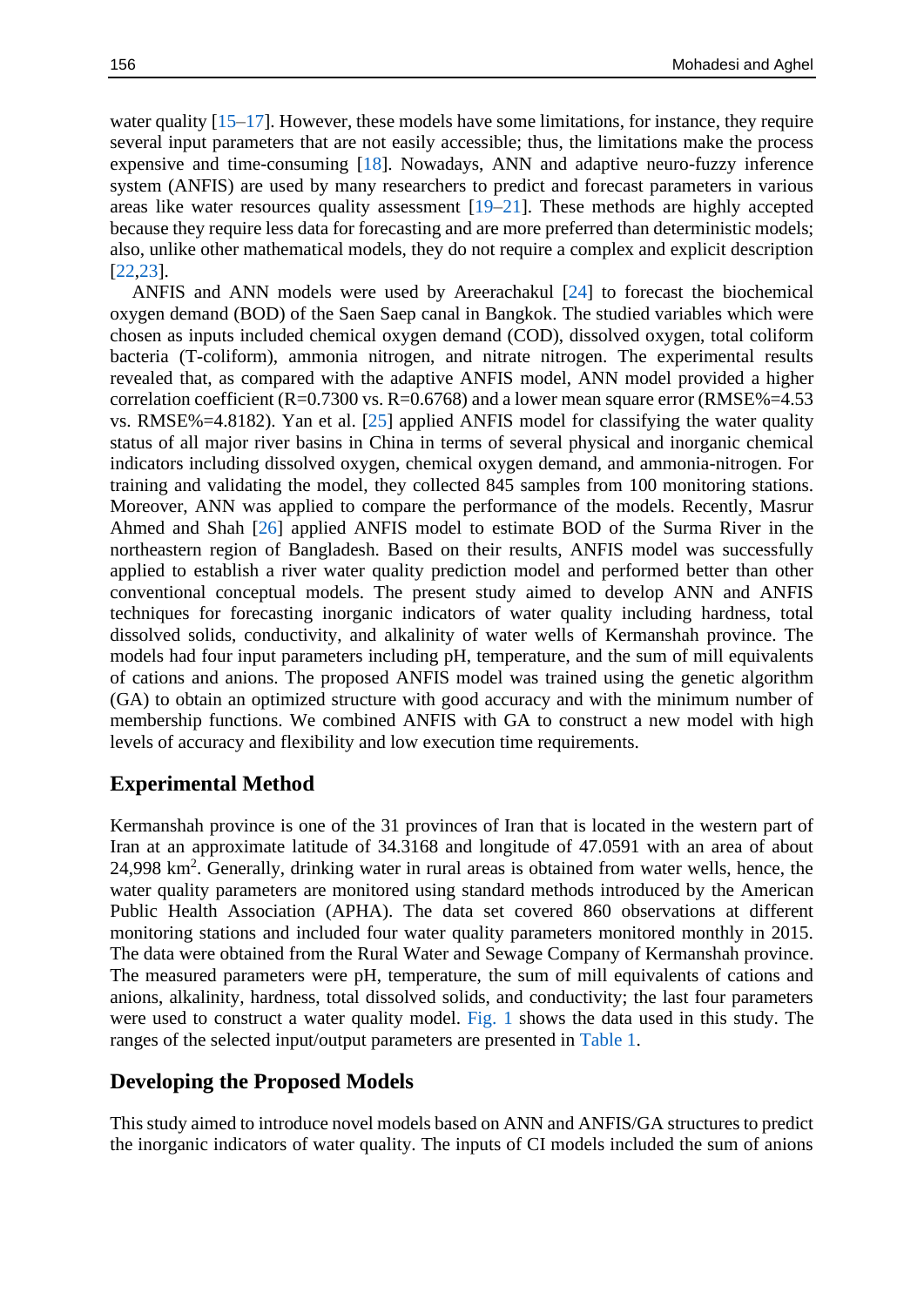water quality [15–17]. However, these models have some limitations, for instance, they require several input parameters that are not easily accessible; thus, the limitations make the process expensive and time-consuming [18]. Nowadays, ANN and adaptive neuro-fuzzy inference system (ANFIS) are used by many researchers to predict and forecast parameters in various areas like water resources quality assessment [19–21]. These methods are highly accepted because they require less data for forecasting and are more preferred than deterministic models; also, unlike other mathematical models, they do not require a complex and explicit description [22,23].

ANFIS and ANN models were used by Areerachakul [24] to forecast the biochemical oxygen demand (BOD) of the Saen Saep canal in Bangkok. The studied variables which were chosen as inputs included chemical oxygen demand (COD), dissolved oxygen, total coliform bacteria (T-coliform), ammonia nitrogen, and nitrate nitrogen. The experimental results revealed that, as compared with the adaptive ANFIS model, ANN model provided a higher correlation coefficient (R=0.7300 vs. R=0.6768) and a lower mean square error (RMSE%=4.53 vs. RMSE%=4.8182). Yan et al. [25] applied ANFIS model for classifying the water quality status of all major river basins in China in terms of several physical and inorganic chemical indicators including dissolved oxygen, chemical oxygen demand, and ammonia-nitrogen. For training and validating the model, they collected 845 samples from 100 monitoring stations. Moreover, ANN was applied to compare the performance of the models. Recently, Masrur Ahmed and Shah [26] applied ANFIS model to estimate BOD of the Surma River in the northeastern region of Bangladesh. Based on their results, ANFIS model was successfully applied to establish a river water quality prediction model and performed better than other conventional conceptual models. The present study aimed to develop ANN and ANFIS techniques for forecasting inorganic indicators of water quality including hardness, total dissolved solids, conductivity, and alkalinity of water wells of Kermanshah province. The models had four input parameters including pH, temperature, and the sum of mill equivalents of cations and anions. The proposed ANFIS model was trained using the genetic algorithm (GA) to obtain an optimized structure with good accuracy and with the minimum number of membership functions. We combined ANFIS with GA to construct a new model with high levels of accuracy and flexibility and low execution time requirements.

## Experimental Method

Kermanshah province is one of the 31 provinces of Iran that is located in the western part of Iran at an approximate latitude of 34.3168 and longitude of 47.0591 with an area of about 24,998 km$^2$. Generally, drinking water in rural areas is obtained from water wells, hence, the water quality parameters are monitored using standard methods introduced by the American Public Health Association (APHA). The data set covered 860 observations at different monitoring stations and included four water quality parameters monitored monthly in 2015. The data were obtained from the Rural Water and Sewage Company of Kermanshah province. The measured parameters were pH, temperature, the sum of mill equivalents of cations and anions, alkalinity, hardness, total dissolved solids, and conductivity; the last four parameters were used to construct a water quality model. Fig. 1 shows the data used in this study. The ranges of the selected input/output parameters are presented in Table 1.

## Developing the Proposed Models

This study aimed to introduce novel models based on ANN and ANFIS/GA structures to predict the inorganic indicators of water quality. The inputs of CI models included the sum of anions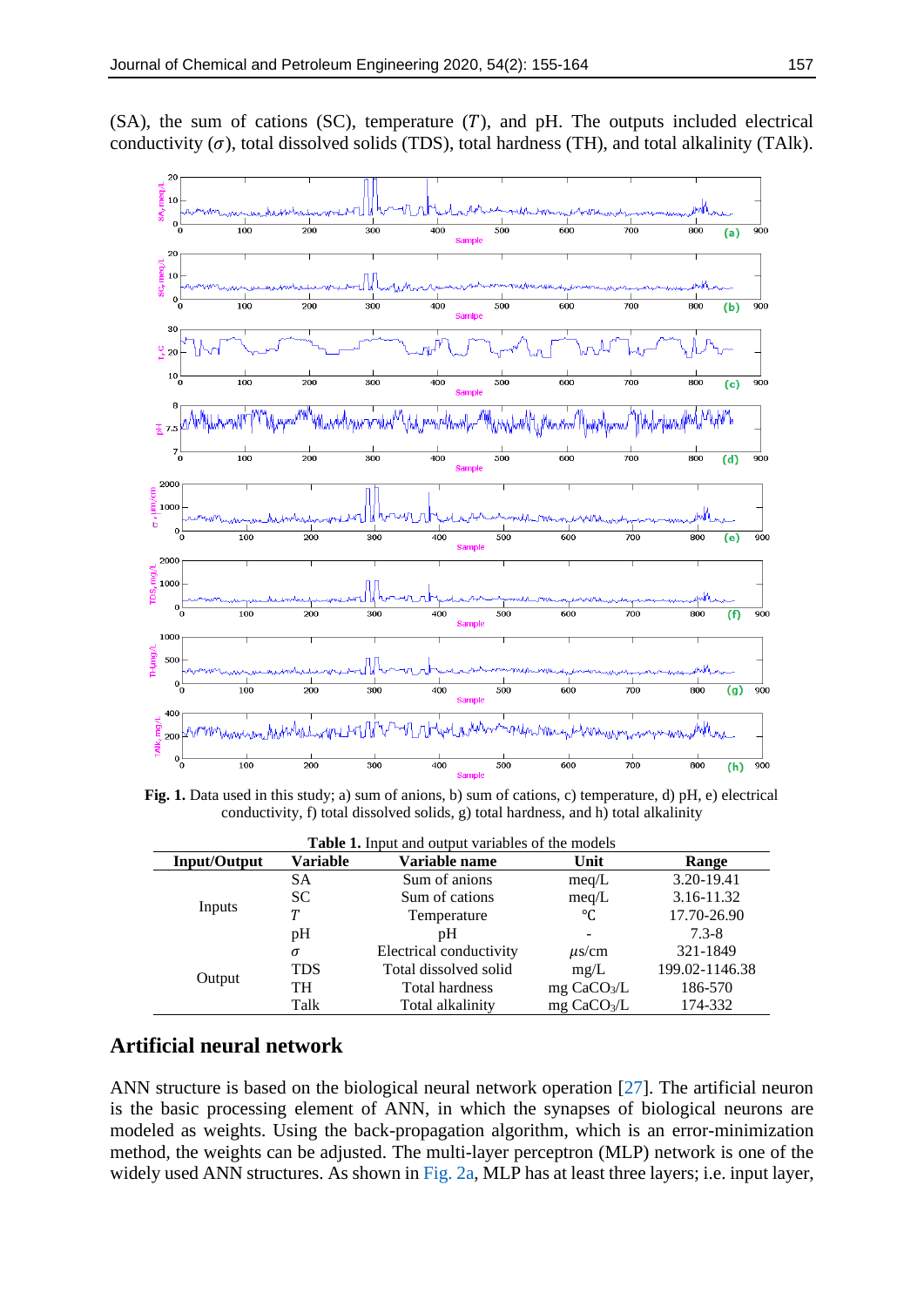(SA), the sum of cations (SC), temperature ($T$), and pH. The outputs included electrical conductivity ($\sigma$), total dissolved solids (TDS), total hardness (TH), and total alkalinity (TAlk).

**Fig. 1.** Data used in this study; a) sum of anions, b) sum of cations, c) temperature, d) pH, e) electrical conductivity, f) total dissolved solids, g) total hardness, and h) total alkalinity

**Table 1.** Input and output variables of the models

| Input/Output | Variable | Variable name | Unit | Range |
|---|---|---|---|---|
| Inputs | SA | Sum of anions | meq/L | 3.20-19.41 |
| | SC | Sum of cations | meq/L | 3.16-11.32 |
| | $T$ | Temperature | ℃ | 17.70-26.90 |
| | pH | pH | - | 7.3-8 |
| Output | $\sigma$ | Electrical conductivity | $\mu$s/cm | 321-1849 |
| | TDS | Total dissolved solid | mg/L | 199.02-1146.38 |
| | TH | Total hardness | mg $CaCO_3$/L | 186-570 |
| | Talk | Total alkalinity | mg $CaCO_3$/L | 174-332 |

## Artificial neural network

ANN structure is based on the biological neural network operation [27]. The artificial neuron is the basic processing element of ANN, in which the synapses of biological neurons are modeled as weights. Using the back-propagation algorithm, which is an error-minimization method, the weights can be adjusted. The multi-layer perceptron (MLP) network is one of the widely used ANN structures. As shown in Fig. 2a, MLP has at least three layers; i.e. input layer,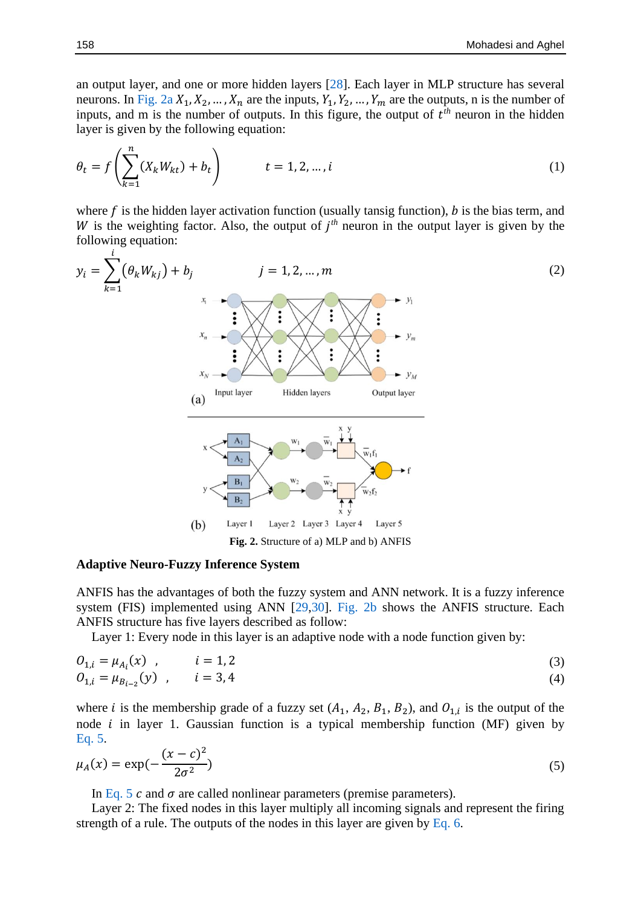an output layer, and one or more hidden layers [28]. Each layer in MLP structure has several neurons. In Fig. 2a $X_1, X_2, ..., X_n$ are the inputs, $Y_1, Y_2, ..., Y_m$ are the outputs, n is the number of inputs, and m is the number of outputs. In this figure, the output of $t^{th}$ neuron in the hidden layer is given by the following equation:

$$\theta_t = f\left(\sum_{k=1}^{n}(X_k W_{kt}) + b_t\right) \qquad t = 1, 2, ..., i \tag{1}$$

where $f$ is the hidden layer activation function (usually tansig function), $b$ is the bias term, and $W$ is the weighting factor. Also, the output of $j^{th}$ neuron in the output layer is given by the following equation:

$$y_i = \sum_{k=1}^{i}(\theta_k W_{kj}) + b_j \qquad j = 1, 2, ..., m \tag{2}$$

**Fig. 2.** Structure of a) MLP and b) ANFIS

## Adaptive Neuro-Fuzzy Inference System

ANFIS has the advantages of both the fuzzy system and ANN network. It is a fuzzy inference system (FIS) implemented using ANN [29,30]. Fig. 2b shows the ANFIS structure. Each ANFIS structure has five layers described as follow:

Layer 1: Every node in this layer is an adaptive node with a node function given by:

$$O_{1,i} = \mu_{A_i}(x) \ , \qquad i = 1, 2 \tag{3}$$

$$O_{1,i} = \mu_{B_{i-2}}(y) \ , \qquad i = 3, 4 \tag{4}$$

where $i$ is the membership grade of a fuzzy set ($A_1$, $A_2$, $B_1$, $B_2$), and $O_{1,i}$ is the output of the node $i$ in layer 1. Gaussian function is a typical membership function (MF) given by Eq. 5.

$$\mu_A(x) = \exp\left(-\frac{(x-c)^2}{2\sigma^2}\right) \tag{5}$$

In Eq. 5 $c$ and $\sigma$ are called nonlinear parameters (premise parameters).

Layer 2: The fixed nodes in this layer multiply all incoming signals and represent the firing strength of a rule. The outputs of the nodes in this layer are given by Eq. 6.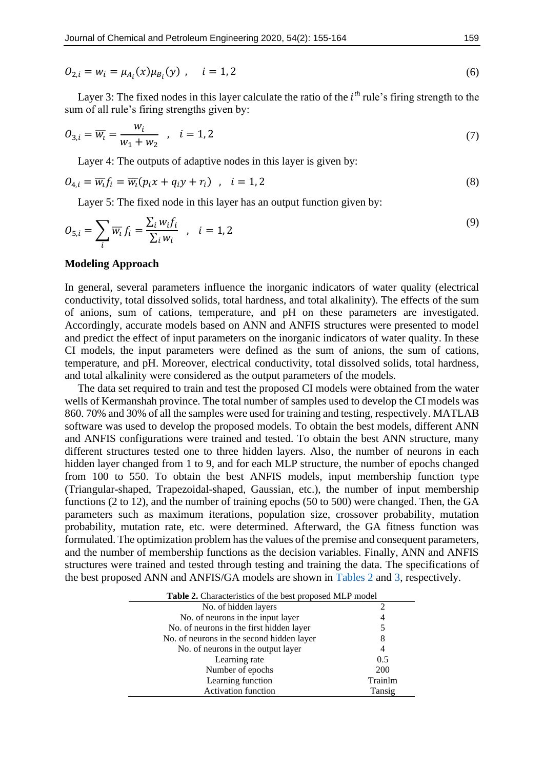$$O_{2,i} = w_i = \mu_{A_i}(x)\mu_{B_i}(y) \ , \quad i = 1, 2 \tag{6}$$

Layer 3: The fixed nodes in this layer calculate the ratio of the $i^{th}$ rule's firing strength to the sum of all rule's firing strengths given by:

$$O_{3,i} = \overline{w_i} = \frac{w_i}{w_1 + w_2} \ , \quad i = 1, 2 \tag{7}$$

Layer 4: The outputs of adaptive nodes in this layer is given by:

$$O_{4,i} = \overline{w_i} f_i = \overline{w_i}(p_i x + q_i y + r_i) \ , \quad i = 1, 2 \tag{8}$$

Layer 5: The fixed node in this layer has an output function given by:

$$O_{5,i} = \sum_i \overline{w_i}\, f_i = \frac{\sum_i w_i f_i}{\sum_i w_i} \ , \quad i = 1, 2 \tag{9}$$

### Modeling Approach

In general, several parameters influence the inorganic indicators of water quality (electrical conductivity, total dissolved solids, total hardness, and total alkalinity). The effects of the sum of anions, sum of cations, temperature, and pH on these parameters are investigated. Accordingly, accurate models based on ANN and ANFIS structures were presented to model and predict the effect of input parameters on the inorganic indicators of water quality. In these CI models, the input parameters were defined as the sum of anions, the sum of cations, temperature, and pH. Moreover, electrical conductivity, total dissolved solids, total hardness, and total alkalinity were considered as the output parameters of the models.

The data set required to train and test the proposed CI models were obtained from the water wells of Kermanshah province. The total number of samples used to develop the CI models was 860. 70% and 30% of all the samples were used for training and testing, respectively. MATLAB software was used to develop the proposed models. To obtain the best models, different ANN and ANFIS configurations were trained and tested. To obtain the best ANN structure, many different structures tested one to three hidden layers. Also, the number of neurons in each hidden layer changed from 1 to 9, and for each MLP structure, the number of epochs changed from 100 to 550. To obtain the best ANFIS models, input membership function type (Triangular-shaped, Trapezoidal-shaped, Gaussian, etc.), the number of input membership functions (2 to 12), and the number of training epochs (50 to 500) were changed. Then, the GA parameters such as maximum iterations, population size, crossover probability, mutation probability, mutation rate, etc. were determined. Afterward, the GA fitness function was formulated. The optimization problem has the values of the premise and consequent parameters, and the number of membership functions as the decision variables. Finally, ANN and ANFIS structures were trained and tested through testing and training the data. The specifications of the best proposed ANN and ANFIS/GA models are shown in Tables 2 and 3, respectively.

**Table 2.** Characteristics of the best proposed MLP model

| Parameter | Value |
|---|---|
| No. of hidden layers | 2 |
| No. of neurons in the input layer | 4 |
| No. of neurons in the first hidden layer | 5 |
| No. of neurons in the second hidden layer | 8 |
| No. of neurons in the output layer | 4 |
| Learning rate | 0.5 |
| Number of epochs | 200 |
| Learning function | Trainlm |
| Activation function | Tansig |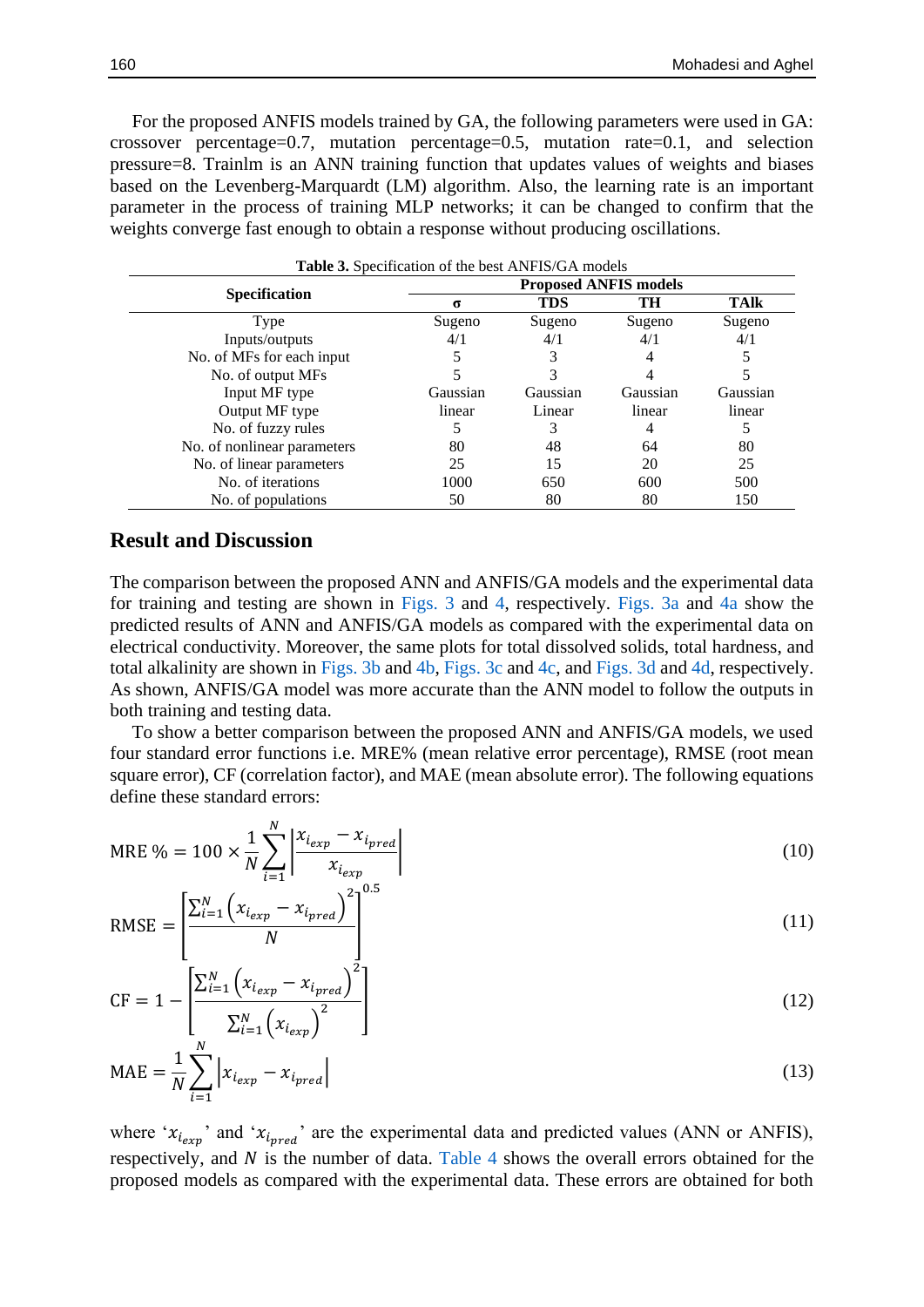For the proposed ANFIS models trained by GA, the following parameters were used in GA: crossover percentage=0.7, mutation percentage=0.5, mutation rate=0.1, and selection pressure=8. Trainlm is an ANN training function that updates values of weights and biases based on the Levenberg-Marquardt (LM) algorithm. Also, the learning rate is an important parameter in the process of training MLP networks; it can be changed to confirm that the weights converge fast enough to obtain a response without producing oscillations.

**Table 3.** Specification of the best ANFIS/GA models

| Specification | Proposed ANFIS models | | | |
|---|---|---|---|---|
| | **σ** | **TDS** | **TH** | **TAlk** |
| Type | Sugeno | Sugeno | Sugeno | Sugeno |
| Inputs/outputs | 4/1 | 4/1 | 4/1 | 4/1 |
| No. of MFs for each input | 5 | 3 | 4 | 5 |
| No. of output MFs | 5 | 3 | 4 | 5 |
| Input MF type | Gaussian | Gaussian | Gaussian | Gaussian |
| Output MF type | linear | Linear | linear | linear |
| No. of fuzzy rules | 5 | 3 | 4 | 5 |
| No. of nonlinear parameters | 80 | 48 | 64 | 80 |
| No. of linear parameters | 25 | 15 | 20 | 25 |
| No. of iterations | 1000 | 650 | 600 | 500 |
| No. of populations | 50 | 80 | 80 | 150 |

## Result and Discussion

The comparison between the proposed ANN and ANFIS/GA models and the experimental data for training and testing are shown in Figs. 3 and 4, respectively. Figs. 3a and 4a show the predicted results of ANN and ANFIS/GA models as compared with the experimental data on electrical conductivity. Moreover, the same plots for total dissolved solids, total hardness, and total alkalinity are shown in Figs. 3b and 4b, Figs. 3c and 4c, and Figs. 3d and 4d, respectively. As shown, ANFIS/GA model was more accurate than the ANN model to follow the outputs in both training and testing data.

To show a better comparison between the proposed ANN and ANFIS/GA models, we used four standard error functions i.e. MRE% (mean relative error percentage), RMSE (root mean square error), CF (correlation factor), and MAE (mean absolute error). The following equations define these standard errors:

$$\text{MRE}\,\% = 100 \times \frac{1}{N}\sum_{i=1}^{N}\left|\frac{x_{i_{exp}} - x_{i_{pred}}}{x_{i_{exp}}}\right| \tag{10}$$

$$\text{RMSE} = \left[\frac{\sum_{i=1}^{N}\left(x_{i_{exp}} - x_{i_{pred}}\right)^2}{N}\right]^{0.5} \tag{11}$$

$$\text{CF} = 1 - \left[\frac{\sum_{i=1}^{N}\left(x_{i_{exp}} - x_{i_{pred}}\right)^2}{\sum_{i=1}^{N}\left(x_{i_{exp}}\right)^2}\right] \tag{12}$$

$$\text{MAE} = \frac{1}{N}\sum_{i=1}^{N}\left|x_{i_{exp}} - x_{i_{pred}}\right| \tag{13}$$

where '$x_{i_{exp}}$' and '$x_{i_{pred}}$' are the experimental data and predicted values (ANN or ANFIS), respectively, and $N$ is the number of data. Table 4 shows the overall errors obtained for the proposed models as compared with the experimental data. These errors are obtained for both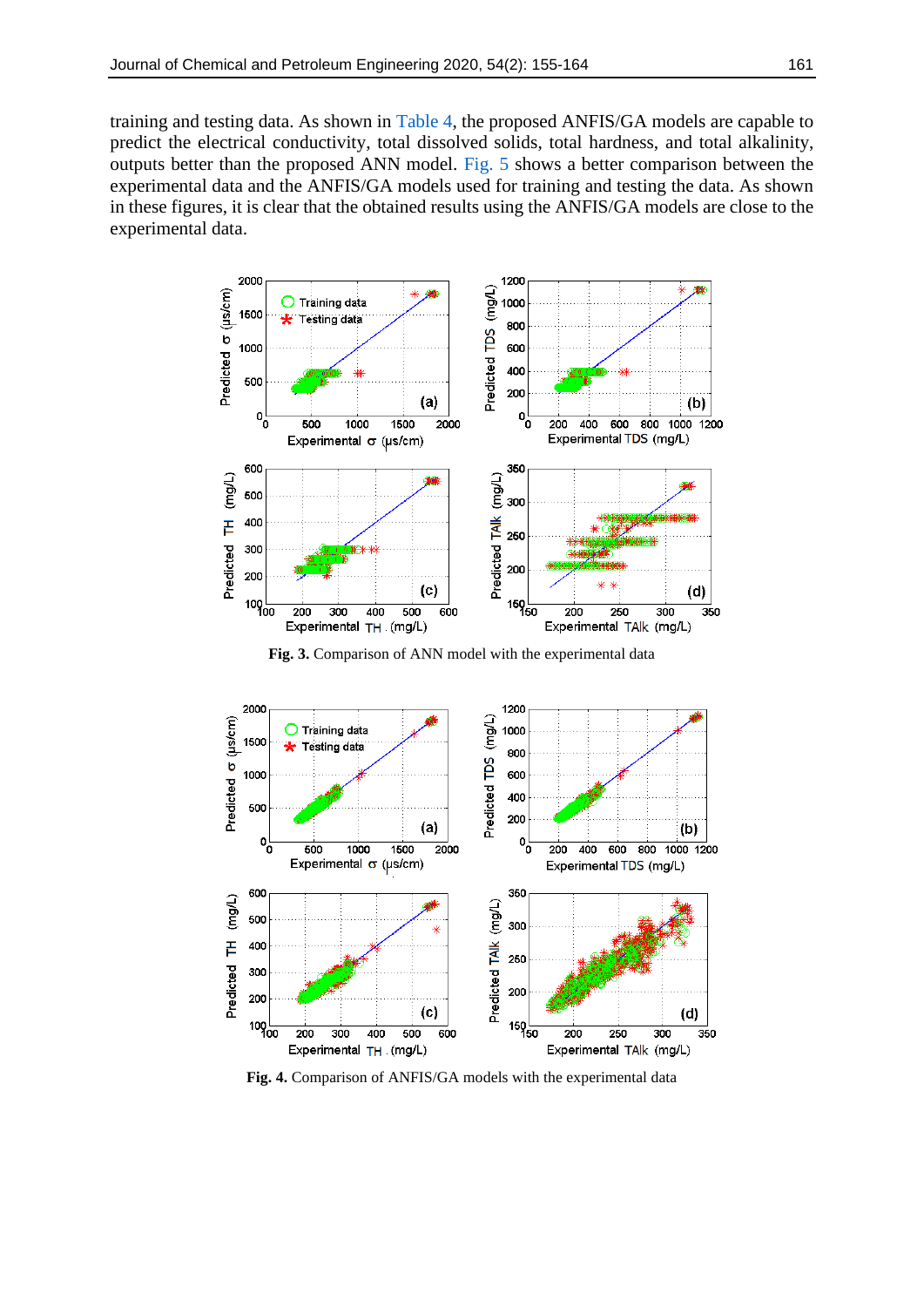training and testing data. As shown in Table 4, the proposed ANFIS/GA models are capable to predict the electrical conductivity, total dissolved solids, total hardness, and total alkalinity, outputs better than the proposed ANN model. Fig. 5 shows a better comparison between the experimental data and the ANFIS/GA models used for training and testing the data. As shown in these figures, it is clear that the obtained results using the ANFIS/GA models are close to the experimental data.

**Fig. 3.** Comparison of ANN model with the experimental data

**Fig. 4.** Comparison of ANFIS/GA models with the experimental data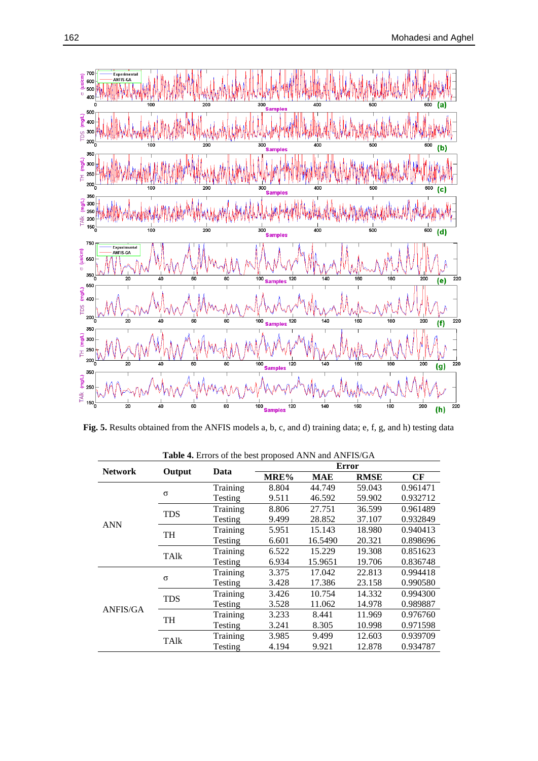**Fig. 5.** Results obtained from the ANFIS models a, b, c, and d) training data; e, f, g, and h) testing data

**Table 4.** Errors of the best proposed ANN and ANFIS/GA

| Network | Output | Data | Error | | | |
|---|---|---|---|---|---|---|
| | | | MRE% | MAE | RMSE | CF |
| ANN | σ | Training | 8.804 | 44.749 | 59.043 | 0.961471 |
| | | Testing | 9.511 | 46.592 | 59.902 | 0.932712 |
| | TDS | Training | 8.806 | 27.751 | 36.599 | 0.961489 |
| | | Testing | 9.499 | 28.852 | 37.107 | 0.932849 |
| | TH | Training | 5.951 | 15.143 | 18.980 | 0.940413 |
| | | Testing | 6.601 | 16.5490 | 20.321 | 0.898696 |
| | TAlk | Training | 6.522 | 15.229 | 19.308 | 0.851623 |
| | | Testing | 6.934 | 15.9651 | 19.706 | 0.836748 |
| ANFIS/GA | σ | Training | 3.375 | 17.042 | 22.813 | 0.994418 |
| | | Testing | 3.428 | 17.386 | 23.158 | 0.990580 |
| | TDS | Training | 3.426 | 10.754 | 14.332 | 0.994300 |
| | | Testing | 3.528 | 11.062 | 14.978 | 0.989887 |
| | TH | Training | 3.233 | 8.441 | 11.969 | 0.976760 |
| | | Testing | 3.241 | 8.305 | 10.998 | 0.971598 |
| | TAlk | Training | 3.985 | 9.499 | 12.603 | 0.939709 |
| | | Testing | 4.194 | 9.921 | 12.878 | 0.934787 |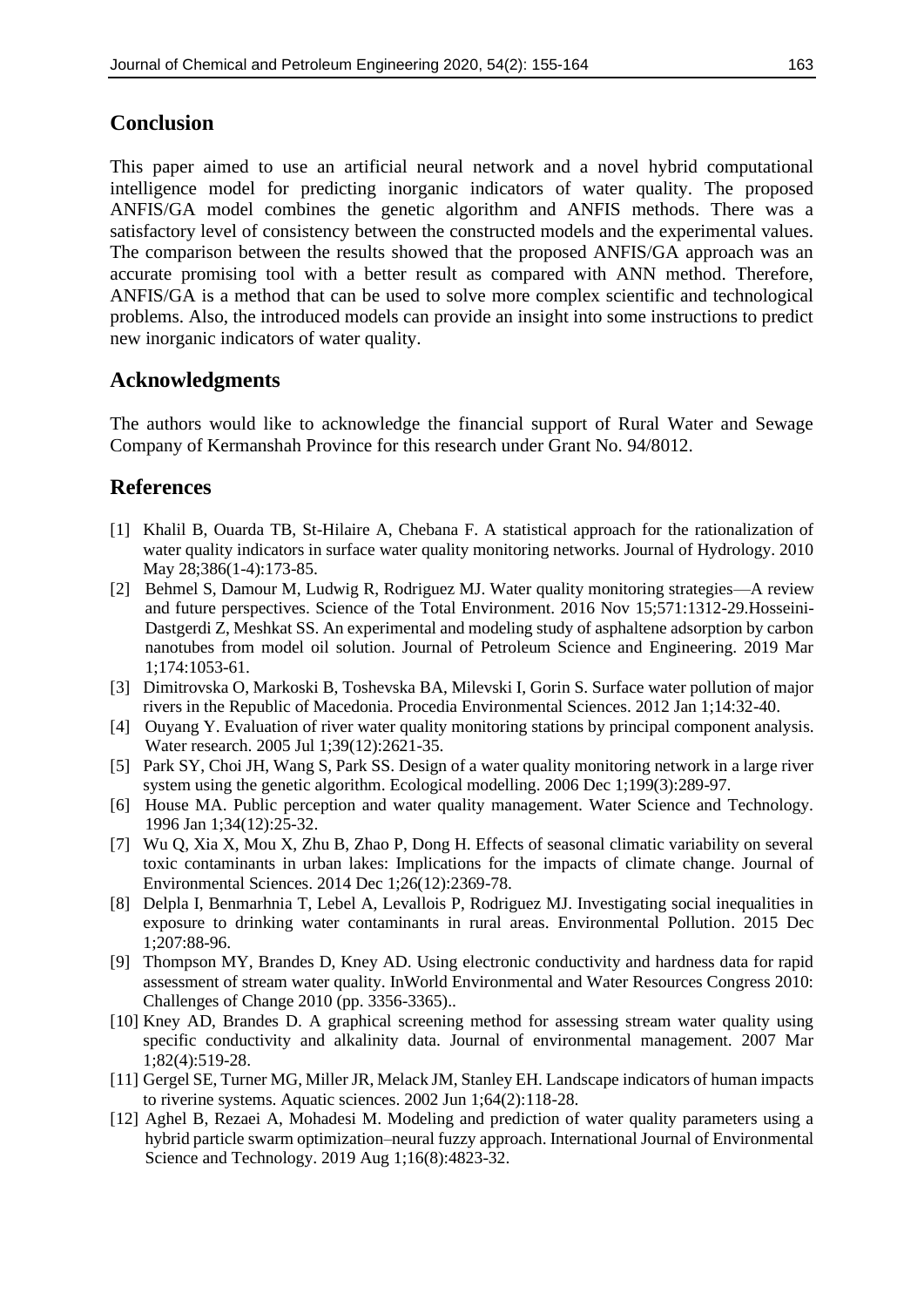## Conclusion

This paper aimed to use an artificial neural network and a novel hybrid computational intelligence model for predicting inorganic indicators of water quality. The proposed ANFIS/GA model combines the genetic algorithm and ANFIS methods. There was a satisfactory level of consistency between the constructed models and the experimental values. The comparison between the results showed that the proposed ANFIS/GA approach was an accurate promising tool with a better result as compared with ANN method. Therefore, ANFIS/GA is a method that can be used to solve more complex scientific and technological problems. Also, the introduced models can provide an insight into some instructions to predict new inorganic indicators of water quality.

## Acknowledgments

The authors would like to acknowledge the financial support of Rural Water and Sewage Company of Kermanshah Province for this research under Grant No. 94/8012.

## References

[1] Khalil B, Ouarda TB, St-Hilaire A, Chebana F. A statistical approach for the rationalization of water quality indicators in surface water quality monitoring networks. Journal of Hydrology. 2010 May 28;386(1-4):173-85.

[2] Behmel S, Damour M, Ludwig R, Rodriguez MJ. Water quality monitoring strategies—A review and future perspectives. Science of the Total Environment. 2016 Nov 15;571:1312-29.Hosseini-Dastgerdi Z, Meshkat SS. An experimental and modeling study of asphaltene adsorption by carbon nanotubes from model oil solution. Journal of Petroleum Science and Engineering. 2019 Mar 1;174:1053-61.

[3] Dimitrovska O, Markoski B, Toshevska BA, Milevski I, Gorin S. Surface water pollution of major rivers in the Republic of Macedonia. Procedia Environmental Sciences. 2012 Jan 1;14:32-40.

[4] Ouyang Y. Evaluation of river water quality monitoring stations by principal component analysis. Water research. 2005 Jul 1;39(12):2621-35.

[5] Park SY, Choi JH, Wang S, Park SS. Design of a water quality monitoring network in a large river system using the genetic algorithm. Ecological modelling. 2006 Dec 1;199(3):289-97.

[6] House MA. Public perception and water quality management. Water Science and Technology. 1996 Jan 1;34(12):25-32.

[7] Wu Q, Xia X, Mou X, Zhu B, Zhao P, Dong H. Effects of seasonal climatic variability on several toxic contaminants in urban lakes: Implications for the impacts of climate change. Journal of Environmental Sciences. 2014 Dec 1;26(12):2369-78.

[8] Delpla I, Benmarhnia T, Lebel A, Levallois P, Rodriguez MJ. Investigating social inequalities in exposure to drinking water contaminants in rural areas. Environmental Pollution. 2015 Dec 1;207:88-96.

[9] Thompson MY, Brandes D, Kney AD. Using electronic conductivity and hardness data for rapid assessment of stream water quality. InWorld Environmental and Water Resources Congress 2010: Challenges of Change 2010 (pp. 3356-3365)..

[10] Kney AD, Brandes D. A graphical screening method for assessing stream water quality using specific conductivity and alkalinity data. Journal of environmental management. 2007 Mar 1;82(4):519-28.

[11] Gergel SE, Turner MG, Miller JR, Melack JM, Stanley EH. Landscape indicators of human impacts to riverine systems. Aquatic sciences. 2002 Jun 1;64(2):118-28.

[12] Aghel B, Rezaei A, Mohadesi M. Modeling and prediction of water quality parameters using a hybrid particle swarm optimization–neural fuzzy approach. International Journal of Environmental Science and Technology. 2019 Aug 1;16(8):4823-32.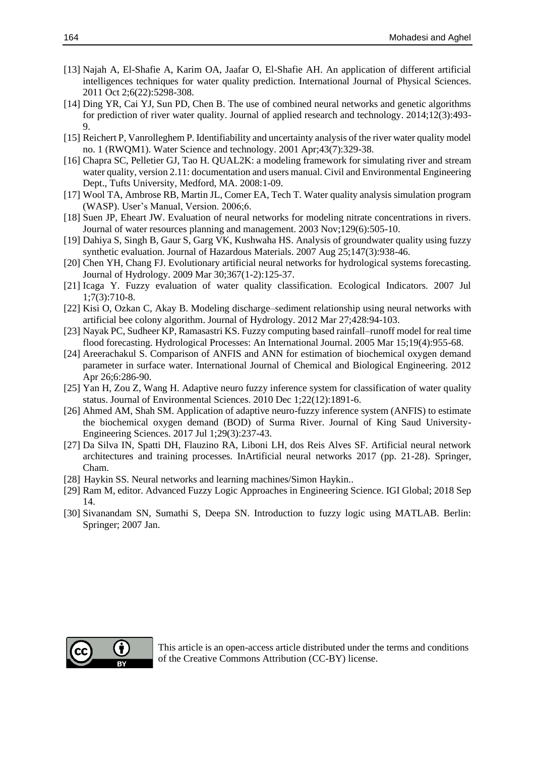[13] Najah A, El-Shafie A, Karim OA, Jaafar O, El-Shafie AH. An application of different artificial intelligences techniques for water quality prediction. International Journal of Physical Sciences. 2011 Oct 2;6(22):5298-308.

[14] Ding YR, Cai YJ, Sun PD, Chen B. The use of combined neural networks and genetic algorithms for prediction of river water quality. Journal of applied research and technology. 2014;12(3):493-9.

[15] Reichert P, Vanrolleghem P. Identifiability and uncertainty analysis of the river water quality model no. 1 (RWQM1). Water Science and technology. 2001 Apr;43(7):329-38.

[16] Chapra SC, Pelletier GJ, Tao H. QUAL2K: a modeling framework for simulating river and stream water quality, version 2.11: documentation and users manual. Civil and Environmental Engineering Dept., Tufts University, Medford, MA. 2008:1-09.

[17] Wool TA, Ambrose RB, Martin JL, Comer EA, Tech T. Water quality analysis simulation program (WASP). User's Manual, Version. 2006;6.

[18] Suen JP, Eheart JW. Evaluation of neural networks for modeling nitrate concentrations in rivers. Journal of water resources planning and management. 2003 Nov;129(6):505-10.

[19] Dahiya S, Singh B, Gaur S, Garg VK, Kushwaha HS. Analysis of groundwater quality using fuzzy synthetic evaluation. Journal of Hazardous Materials. 2007 Aug 25;147(3):938-46.

[20] Chen YH, Chang FJ. Evolutionary artificial neural networks for hydrological systems forecasting. Journal of Hydrology. 2009 Mar 30;367(1-2):125-37.

[21] Icaga Y. Fuzzy evaluation of water quality classification. Ecological Indicators. 2007 Jul 1;7(3):710-8.

[22] Kisi O, Ozkan C, Akay B. Modeling discharge–sediment relationship using neural networks with artificial bee colony algorithm. Journal of Hydrology. 2012 Mar 27;428:94-103.

[23] Nayak PC, Sudheer KP, Ramasastri KS. Fuzzy computing based rainfall–runoff model for real time flood forecasting. Hydrological Processes: An International Journal. 2005 Mar 15;19(4):955-68.

[24] Areerachakul S. Comparison of ANFIS and ANN for estimation of biochemical oxygen demand parameter in surface water. International Journal of Chemical and Biological Engineering. 2012 Apr 26;6:286-90.

[25] Yan H, Zou Z, Wang H. Adaptive neuro fuzzy inference system for classification of water quality status. Journal of Environmental Sciences. 2010 Dec 1;22(12):1891-6.

[26] Ahmed AM, Shah SM. Application of adaptive neuro-fuzzy inference system (ANFIS) to estimate the biochemical oxygen demand (BOD) of Surma River. Journal of King Saud University-Engineering Sciences. 2017 Jul 1;29(3):237-43.

[27] Da Silva IN, Spatti DH, Flauzino RA, Liboni LH, dos Reis Alves SF. Artificial neural network architectures and training processes. InArtificial neural networks 2017 (pp. 21-28). Springer, Cham.

[28] Haykin SS. Neural networks and learning machines/Simon Haykin..

[29] Ram M, editor. Advanced Fuzzy Logic Approaches in Engineering Science. IGI Global; 2018 Sep 14.

[30] Sivanandam SN, Sumathi S, Deepa SN. Introduction to fuzzy logic using MATLAB. Berlin: Springer; 2007 Jan.

This article is an open-access article distributed under the terms and conditions of the Creative Commons Attribution (CC-BY) license.